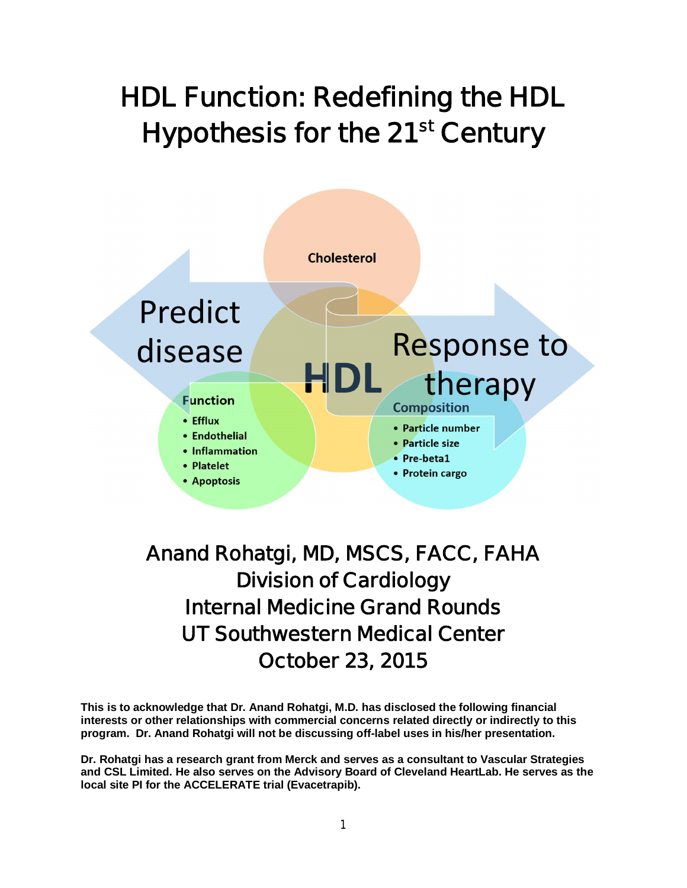# HDL Function: Redefining the HDL Hypothesis for the 21st Century

Cholesterol

Predict disease

HDL

Response to therapy

Function
- Efflux
- Endothelial
- Inflammation
- Platelet
- Apoptosis

Composition
- Particle number
- Particle size
- Pre-beta1
- Protein cargo

## Anand Rohatgi, MD, MSCS, FACC, FAHA
## Division of Cardiology
## Internal Medicine Grand Rounds
## UT Southwestern Medical Center
## October 23, 2015

**This is to acknowledge that Dr. Anand Rohatgi, M.D. has disclosed the following financial interests or other relationships with commercial concerns related directly or indirectly to this program. Dr. Anand Rohatgi will not be discussing off-label uses in his/her presentation.**

**Dr. Rohatgi has a research grant from Merck and serves as a consultant to Vascular Strategies and CSL Limited. He also serves on the Advisory Board of Cleveland HeartLab. He serves as the local site PI for the ACCELERATE trial (Evacetrapib).**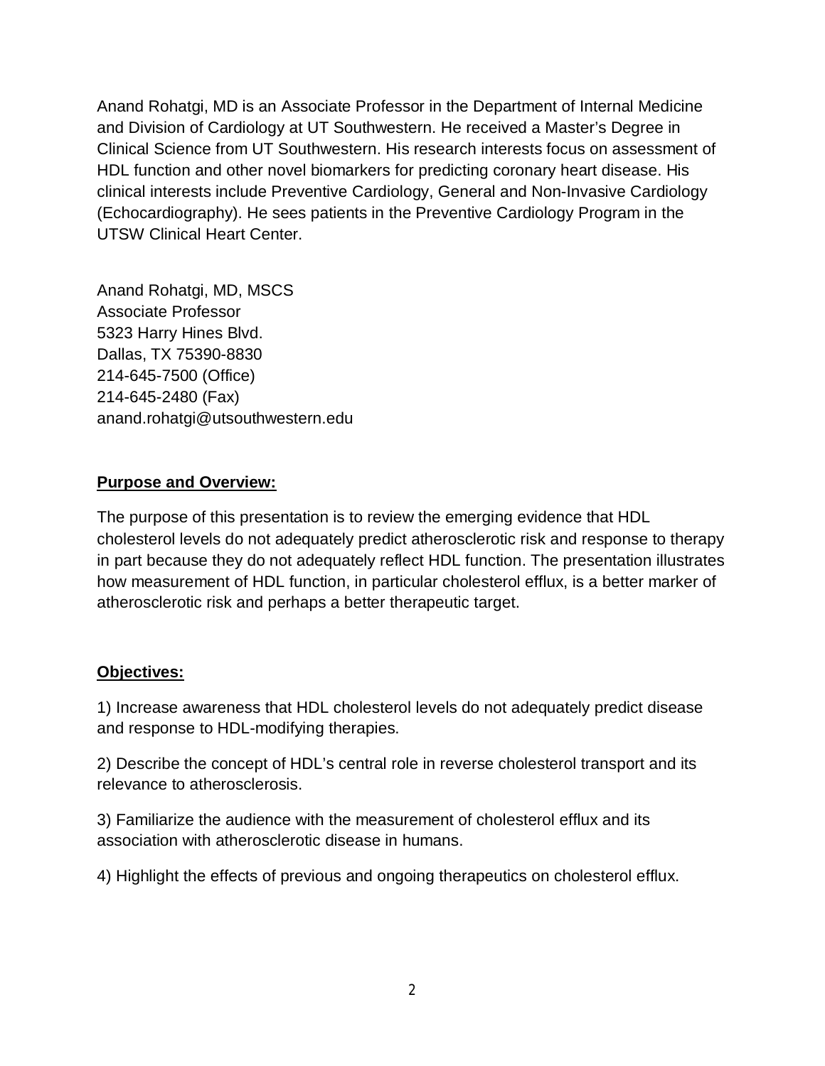Anand Rohatgi, MD is an Associate Professor in the Department of Internal Medicine and Division of Cardiology at UT Southwestern. He received a Master's Degree in Clinical Science from UT Southwestern. His research interests focus on assessment of HDL function and other novel biomarkers for predicting coronary heart disease. His clinical interests include Preventive Cardiology, General and Non-Invasive Cardiology (Echocardiography). He sees patients in the Preventive Cardiology Program in the UTSW Clinical Heart Center.

Anand Rohatgi, MD, MSCS
Associate Professor
5323 Harry Hines Blvd.
Dallas, TX 75390-8830
214-645-7500 (Office)
214-645-2480 (Fax)
anand.rohatgi@utsouthwestern.edu

**Purpose and Overview:**

The purpose of this presentation is to review the emerging evidence that HDL cholesterol levels do not adequately predict atherosclerotic risk and response to therapy in part because they do not adequately reflect HDL function. The presentation illustrates how measurement of HDL function, in particular cholesterol efflux, is a better marker of atherosclerotic risk and perhaps a better therapeutic target.

**Objectives:**

1) Increase awareness that HDL cholesterol levels do not adequately predict disease and response to HDL-modifying therapies.

2) Describe the concept of HDL's central role in reverse cholesterol transport and its relevance to atherosclerosis.

3) Familiarize the audience with the measurement of cholesterol efflux and its association with atherosclerotic disease in humans.

4) Highlight the effects of previous and ongoing therapeutics on cholesterol efflux.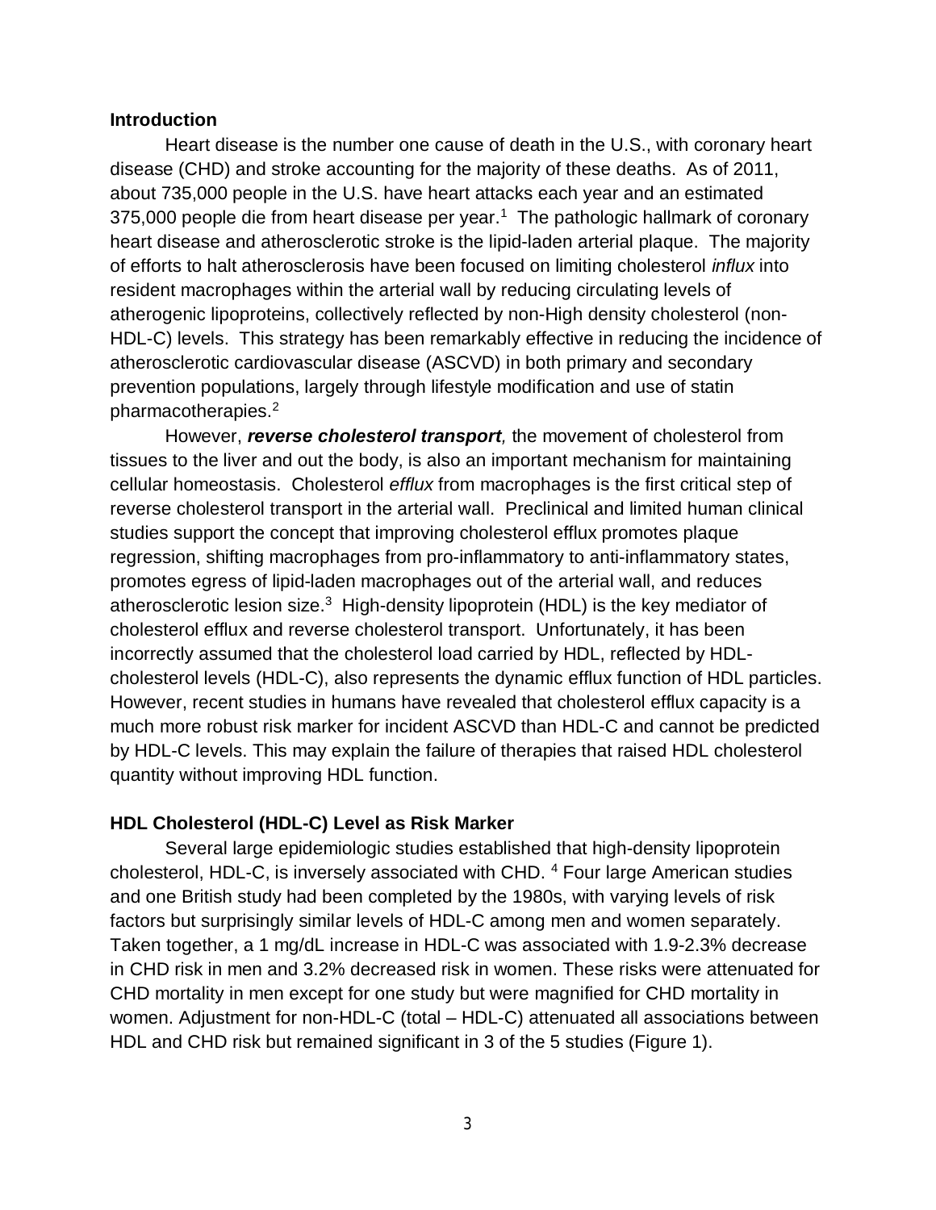## Introduction

Heart disease is the number one cause of death in the U.S., with coronary heart disease (CHD) and stroke accounting for the majority of these deaths. As of 2011, about 735,000 people in the U.S. have heart attacks each year and an estimated 375,000 people die from heart disease per year.[1] The pathologic hallmark of coronary heart disease and atherosclerotic stroke is the lipid-laden arterial plaque. The majority of efforts to halt atherosclerosis have been focused on limiting cholesterol *influx* into resident macrophages within the arterial wall by reducing circulating levels of atherogenic lipoproteins, collectively reflected by non-High density cholesterol (non-HDL-C) levels. This strategy has been remarkably effective in reducing the incidence of atherosclerotic cardiovascular disease (ASCVD) in both primary and secondary prevention populations, largely through lifestyle modification and use of statin pharmacotherapies.[2]

However, ***reverse cholesterol transport***, the movement of cholesterol from tissues to the liver and out the body, is also an important mechanism for maintaining cellular homeostasis. Cholesterol *efflux* from macrophages is the first critical step of reverse cholesterol transport in the arterial wall. Preclinical and limited human clinical studies support the concept that improving cholesterol efflux promotes plaque regression, shifting macrophages from pro-inflammatory to anti-inflammatory states, promotes egress of lipid-laden macrophages out of the arterial wall, and reduces atherosclerotic lesion size.[3] High-density lipoprotein (HDL) is the key mediator of cholesterol efflux and reverse cholesterol transport. Unfortunately, it has been incorrectly assumed that the cholesterol load carried by HDL, reflected by HDL-cholesterol levels (HDL-C), also represents the dynamic efflux function of HDL particles. However, recent studies in humans have revealed that cholesterol efflux capacity is a much more robust risk marker for incident ASCVD than HDL-C and cannot be predicted by HDL-C levels. This may explain the failure of therapies that raised HDL cholesterol quantity without improving HDL function.

## HDL Cholesterol (HDL-C) Level as Risk Marker

Several large epidemiologic studies established that high-density lipoprotein cholesterol, HDL-C, is inversely associated with CHD. [4] Four large American studies and one British study had been completed by the 1980s, with varying levels of risk factors but surprisingly similar levels of HDL-C among men and women separately. Taken together, a 1 mg/dL increase in HDL-C was associated with 1.9-2.3% decrease in CHD risk in men and 3.2% decreased risk in women. These risks were attenuated for CHD mortality in men except for one study but were magnified for CHD mortality in women. Adjustment for non-HDL-C (total – HDL-C) attenuated all associations between HDL and CHD risk but remained significant in 3 of the 5 studies (Figure 1).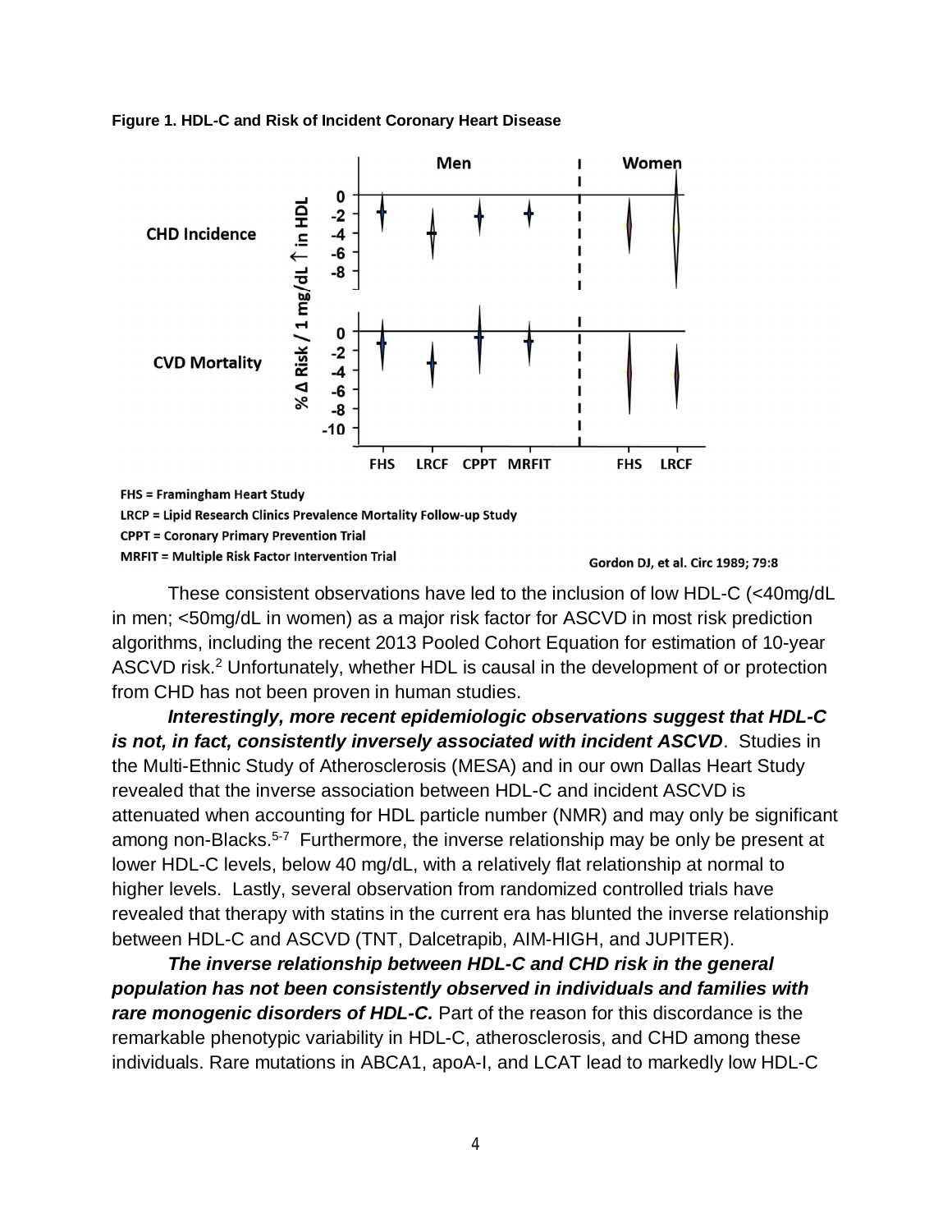**Figure 1. HDL-C and Risk of Incident Coronary Heart Disease**

FHS = Framingham Heart Study
LRCP = Lipid Research Clinics Prevalence Mortality Follow-up Study
CPPT = Coronary Primary Prevention Trial
MRFIT = Multiple Risk Factor Intervention Trial

Gordon DJ, et al. Circ 1989; 79:8

These consistent observations have led to the inclusion of low HDL-C (<40mg/dL in men; <50mg/dL in women) as a major risk factor for ASCVD in most risk prediction algorithms, including the recent 2013 Pooled Cohort Equation for estimation of 10-year ASCVD risk.[2] Unfortunately, whether HDL is causal in the development of or protection from CHD has not been proven in human studies.

***Interestingly, more recent epidemiologic observations suggest that HDL-C is not, in fact, consistently inversely associated with incident ASCVD***. Studies in the Multi-Ethnic Study of Atherosclerosis (MESA) and in our own Dallas Heart Study revealed that the inverse association between HDL-C and incident ASCVD is attenuated when accounting for HDL particle number (NMR) and may only be significant among non-Blacks.[5-7] Furthermore, the inverse relationship may be only be present at lower HDL-C levels, below 40 mg/dL, with a relatively flat relationship at normal to higher levels. Lastly, several observation from randomized controlled trials have revealed that therapy with statins in the current era has blunted the inverse relationship between HDL-C and ASCVD (TNT, Dalcetrapib, AIM-HIGH, and JUPITER).

***The inverse relationship between HDL-C and CHD risk in the general population has not been consistently observed in individuals and families with rare monogenic disorders of HDL-C.*** Part of the reason for this discordance is the remarkable phenotypic variability in HDL-C, atherosclerosis, and CHD among these individuals. Rare mutations in ABCA1, apoA-I, and LCAT lead to markedly low HDL-C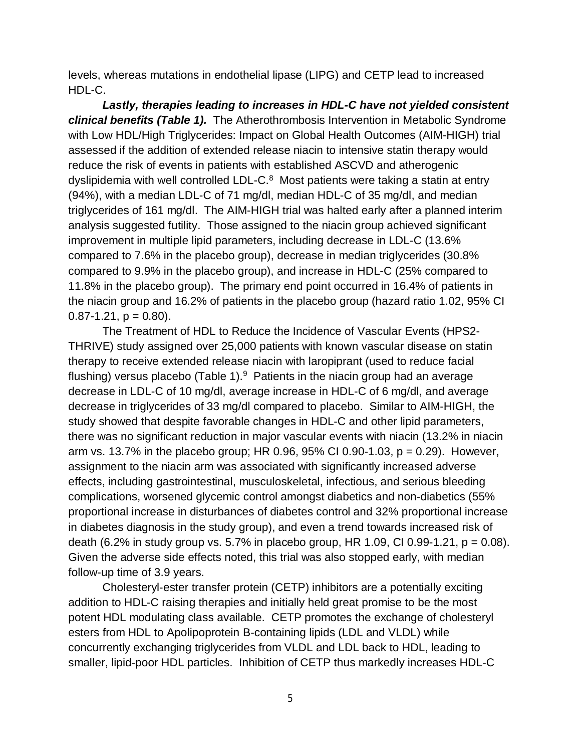levels, whereas mutations in endothelial lipase (LIPG) and CETP lead to increased HDL-C.

***Lastly, therapies leading to increases in HDL-C have not yielded consistent clinical benefits (Table 1).*** The Atherothrombosis Intervention in Metabolic Syndrome with Low HDL/High Triglycerides: Impact on Global Health Outcomes (AIM-HIGH) trial assessed if the addition of extended release niacin to intensive statin therapy would reduce the risk of events in patients with established ASCVD and atherogenic dyslipidemia with well controlled LDL-C.[8] Most patients were taking a statin at entry (94%), with a median LDL-C of 71 mg/dl, median HDL-C of 35 mg/dl, and median triglycerides of 161 mg/dl. The AIM-HIGH trial was halted early after a planned interim analysis suggested futility. Those assigned to the niacin group achieved significant improvement in multiple lipid parameters, including decrease in LDL-C (13.6% compared to 7.6% in the placebo group), decrease in median triglycerides (30.8% compared to 9.9% in the placebo group), and increase in HDL-C (25% compared to 11.8% in the placebo group). The primary end point occurred in 16.4% of patients in the niacin group and 16.2% of patients in the placebo group (hazard ratio 1.02, 95% CI 0.87-1.21, $p = 0.80$).

The Treatment of HDL to Reduce the Incidence of Vascular Events (HPS2-THRIVE) study assigned over 25,000 patients with known vascular disease on statin therapy to receive extended release niacin with laropiprant (used to reduce facial flushing) versus placebo (Table 1).[9] Patients in the niacin group had an average decrease in LDL-C of 10 mg/dl, average increase in HDL-C of 6 mg/dl, and average decrease in triglycerides of 33 mg/dl compared to placebo. Similar to AIM-HIGH, the study showed that despite favorable changes in HDL-C and other lipid parameters, there was no significant reduction in major vascular events with niacin (13.2% in niacin arm vs. 13.7% in the placebo group; HR 0.96, 95% CI 0.90-1.03, $p = 0.29$). However, assignment to the niacin arm was associated with significantly increased adverse effects, including gastrointestinal, musculoskeletal, infectious, and serious bleeding complications, worsened glycemic control amongst diabetics and non-diabetics (55% proportional increase in disturbances of diabetes control and 32% proportional increase in diabetes diagnosis in the study group), and even a trend towards increased risk of death (6.2% in study group vs. 5.7% in placebo group, HR 1.09, CI 0.99-1.21, $p = 0.08$). Given the adverse side effects noted, this trial was also stopped early, with median follow-up time of 3.9 years.

Cholesteryl-ester transfer protein (CETP) inhibitors are a potentially exciting addition to HDL-C raising therapies and initially held great promise to be the most potent HDL modulating class available. CETP promotes the exchange of cholesteryl esters from HDL to Apolipoprotein B-containing lipids (LDL and VLDL) while concurrently exchanging triglycerides from VLDL and LDL back to HDL, leading to smaller, lipid-poor HDL particles. Inhibition of CETP thus markedly increases HDL-C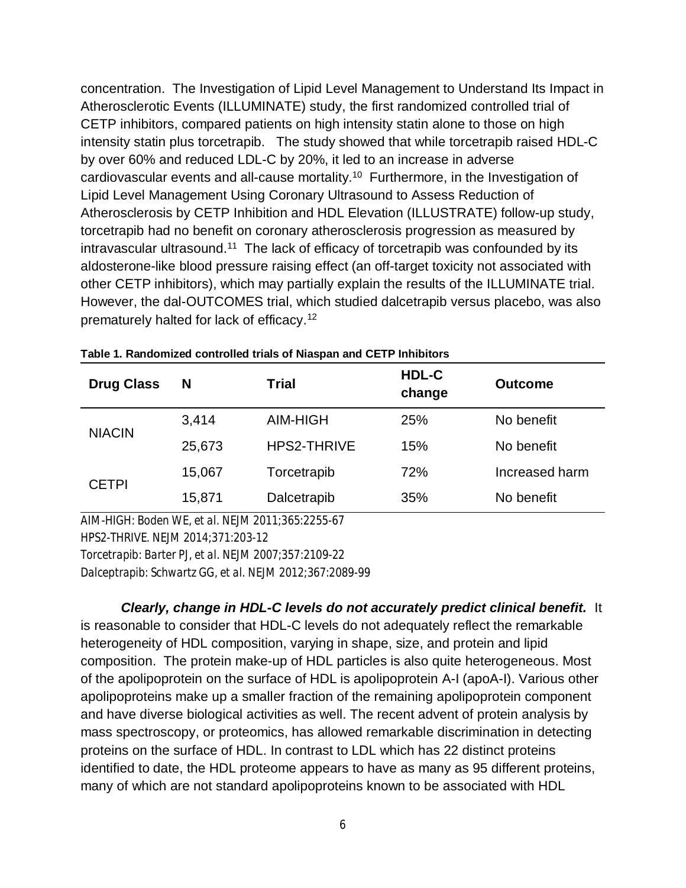concentration. The Investigation of Lipid Level Management to Understand Its Impact in Atherosclerotic Events (ILLUMINATE) study, the first randomized controlled trial of CETP inhibitors, compared patients on high intensity statin alone to those on high intensity statin plus torcetrapib. The study showed that while torcetrapib raised HDL-C by over 60% and reduced LDL-C by 20%, it led to an increase in adverse cardiovascular events and all-cause mortality.[10] Furthermore, in the Investigation of Lipid Level Management Using Coronary Ultrasound to Assess Reduction of Atherosclerosis by CETP Inhibition and HDL Elevation (ILLUSTRATE) follow-up study, torcetrapib had no benefit on coronary atherosclerosis progression as measured by intravascular ultrasound.[11] The lack of efficacy of torcetrapib was confounded by its aldosterone-like blood pressure raising effect (an off-target toxicity not associated with other CETP inhibitors), which may partially explain the results of the ILLUMINATE trial. However, the dal-OUTCOMES trial, which studied dalcetrapib versus placebo, was also prematurely halted for lack of efficacy.[12]

**Table 1. Randomized controlled trials of Niaspan and CETP Inhibitors**

| Drug Class | N | Trial | HDL-C change | Outcome |
|---|---|---|---|---|
| NIACIN | 3,414 | AIM-HIGH | 25% | No benefit |
| | 25,673 | HPS2-THRIVE | 15% | No benefit |
| CETPI | 15,067 | Torcetrapib | 72% | Increased harm |
| | 15,871 | Dalcetrapib | 35% | No benefit |

*AIM-HIGH: Boden WE, et al. NEJM 2011;365:2255-67*
*HPS2-THRIVE. NEJM 2014;371:203-12*
*Torcetrapib: Barter PJ, et al. NEJM 2007;357:2109-22*
*Dalceptrapib: Schwartz GG, et al. NEJM 2012;367:2089-99*

***Clearly, change in HDL-C levels do not accurately predict clinical benefit.*** It is reasonable to consider that HDL-C levels do not adequately reflect the remarkable heterogeneity of HDL composition, varying in shape, size, and protein and lipid composition. The protein make-up of HDL particles is also quite heterogeneous. Most of the apolipoprotein on the surface of HDL is apolipoprotein A-I (apoA-I). Various other apolipoproteins make up a smaller fraction of the remaining apolipoprotein component and have diverse biological activities as well. The recent advent of protein analysis by mass spectroscopy, or proteomics, has allowed remarkable discrimination in detecting proteins on the surface of HDL. In contrast to LDL which has 22 distinct proteins identified to date, the HDL proteome appears to have as many as 95 different proteins, many of which are not standard apolipoproteins known to be associated with HDL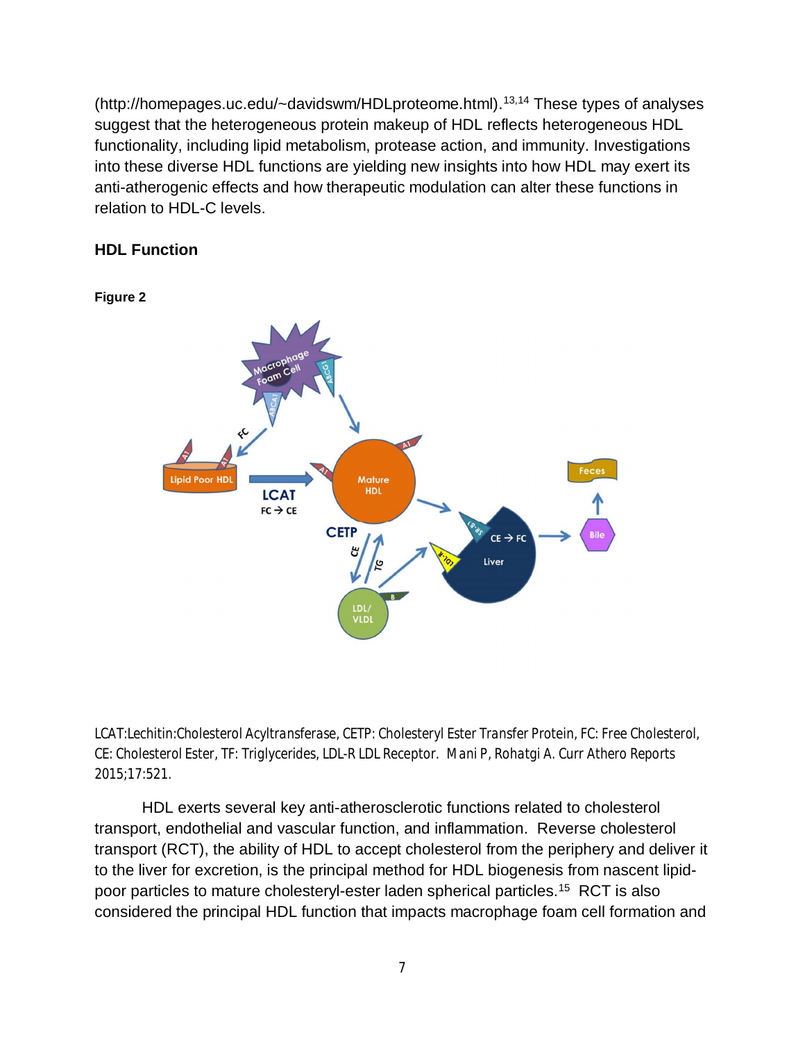(http://homepages.uc.edu/~davidswm/HDLproteome.html).[13,14] These types of analyses suggest that the heterogeneous protein makeup of HDL reflects heterogeneous HDL functionality, including lipid metabolism, protease action, and immunity. Investigations into these diverse HDL functions are yielding new insights into how HDL may exert its anti-atherogenic effects and how therapeutic modulation can alter these functions in relation to HDL-C levels.

## HDL Function

**Figure 2**

LCAT:Lechitin:Cholesterol Acyltransferase, CETP: Cholesteryl Ester Transfer Protein, FC: Free Cholesterol, CE: Cholesterol Ester, TF: Triglycerides, LDL-R LDL Receptor. Mani P, Rohatgi A. Curr Athero Reports 2015;17:521.

HDL exerts several key anti-atherosclerotic functions related to cholesterol transport, endothelial and vascular function, and inflammation. Reverse cholesterol transport (RCT), the ability of HDL to accept cholesterol from the periphery and deliver it to the liver for excretion, is the principal method for HDL biogenesis from nascent lipid-poor particles to mature cholesteryl-ester laden spherical particles.[15] RCT is also considered the principal HDL function that impacts macrophage foam cell formation and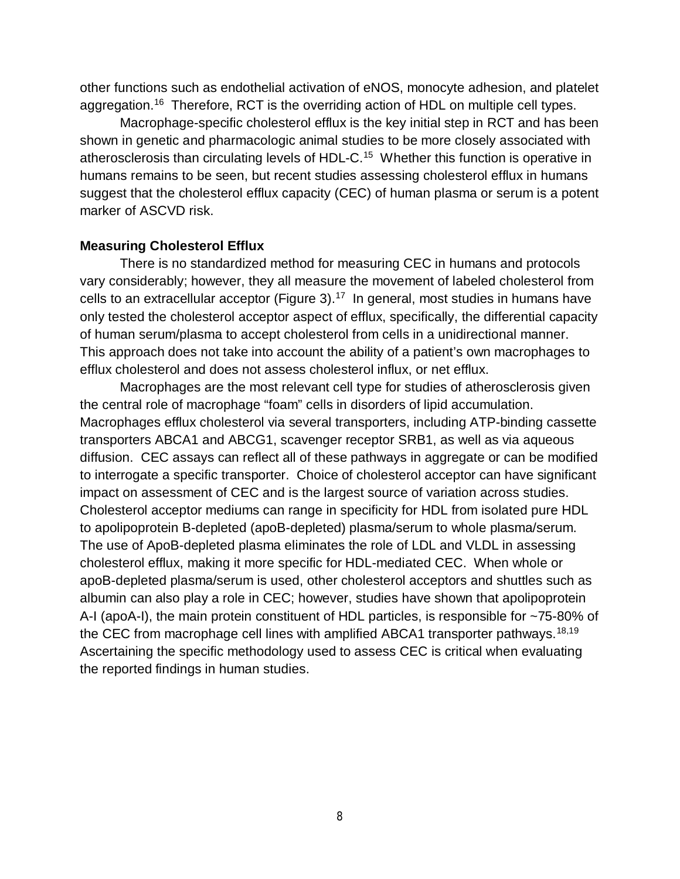other functions such as endothelial activation of eNOS, monocyte adhesion, and platelet aggregation.[16] Therefore, RCT is the overriding action of HDL on multiple cell types.

Macrophage-specific cholesterol efflux is the key initial step in RCT and has been shown in genetic and pharmacologic animal studies to be more closely associated with atherosclerosis than circulating levels of HDL-C.[15] Whether this function is operative in humans remains to be seen, but recent studies assessing cholesterol efflux in humans suggest that the cholesterol efflux capacity (CEC) of human plasma or serum is a potent marker of ASCVD risk.

**Measuring Cholesterol Efflux**

There is no standardized method for measuring CEC in humans and protocols vary considerably; however, they all measure the movement of labeled cholesterol from cells to an extracellular acceptor (Figure 3).[17] In general, most studies in humans have only tested the cholesterol acceptor aspect of efflux, specifically, the differential capacity of human serum/plasma to accept cholesterol from cells in a unidirectional manner. This approach does not take into account the ability of a patient's own macrophages to efflux cholesterol and does not assess cholesterol influx, or net efflux.

Macrophages are the most relevant cell type for studies of atherosclerosis given the central role of macrophage "foam" cells in disorders of lipid accumulation. Macrophages efflux cholesterol via several transporters, including ATP-binding cassette transporters ABCA1 and ABCG1, scavenger receptor SRB1, as well as via aqueous diffusion. CEC assays can reflect all of these pathways in aggregate or can be modified to interrogate a specific transporter. Choice of cholesterol acceptor can have significant impact on assessment of CEC and is the largest source of variation across studies. Cholesterol acceptor mediums can range in specificity for HDL from isolated pure HDL to apolipoprotein B-depleted (apoB-depleted) plasma/serum to whole plasma/serum. The use of ApoB-depleted plasma eliminates the role of LDL and VLDL in assessing cholesterol efflux, making it more specific for HDL-mediated CEC. When whole or apoB-depleted plasma/serum is used, other cholesterol acceptors and shuttles such as albumin can also play a role in CEC; however, studies have shown that apolipoprotein A-I (apoA-I), the main protein constituent of HDL particles, is responsible for ~75-80% of the CEC from macrophage cell lines with amplified ABCA1 transporter pathways.[18,19] Ascertaining the specific methodology used to assess CEC is critical when evaluating the reported findings in human studies.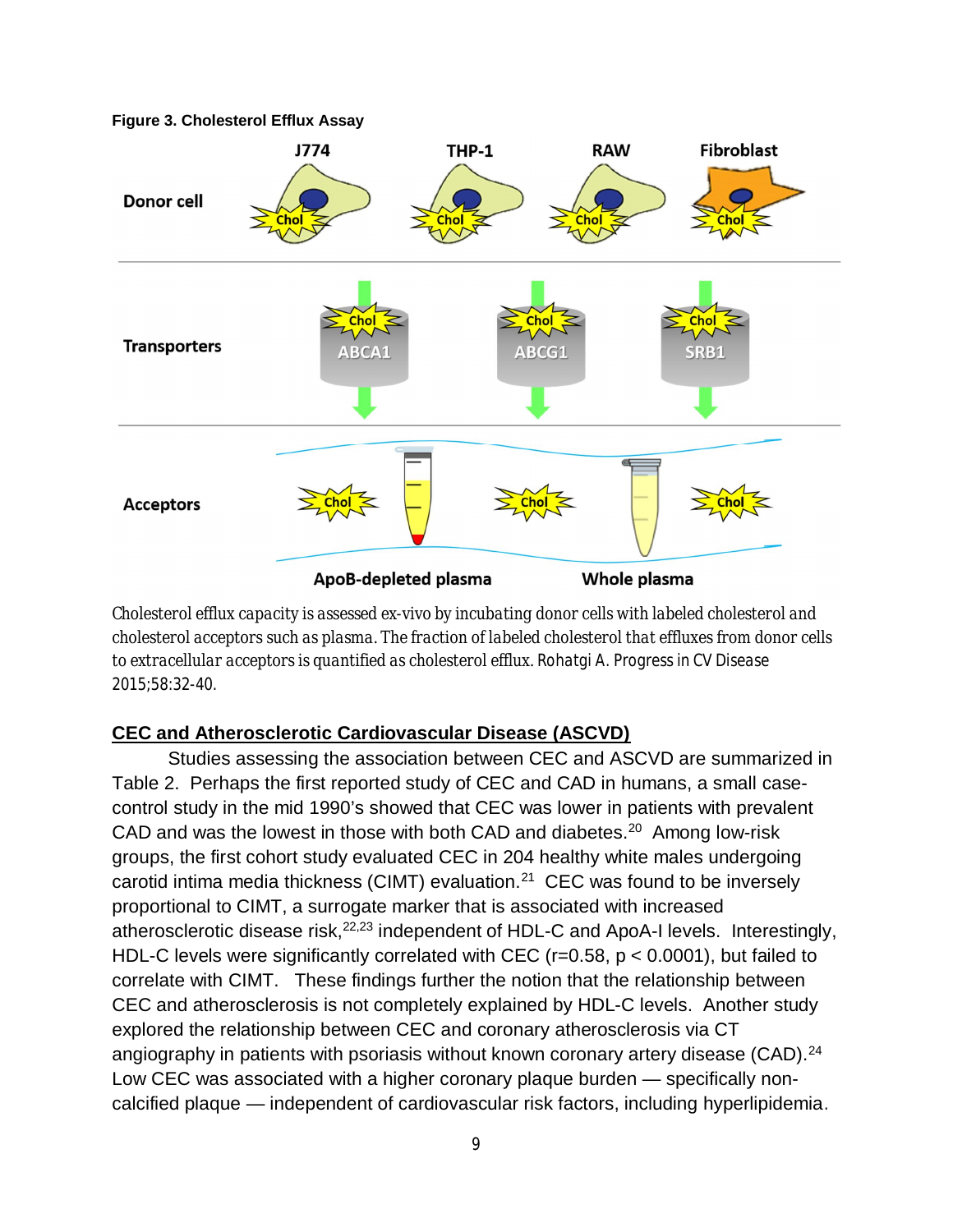**Figure 3. Cholesterol Efflux Assay**

Cholesterol efflux capacity is assessed ex-vivo by incubating donor cells with labeled cholesterol and cholesterol acceptors such as plasma. The fraction of labeled cholesterol that effluxes from donor cells to extracellular acceptors is quantified as cholesterol efflux. Rohatgi A. Progress in CV Disease 2015;58:32-40.

## CEC and Atherosclerotic Cardiovascular Disease (ASCVD)

Studies assessing the association between CEC and ASCVD are summarized in Table 2. Perhaps the first reported study of CEC and CAD in humans, a small case-control study in the mid 1990's showed that CEC was lower in patients with prevalent CAD and was the lowest in those with both CAD and diabetes.[20] Among low-risk groups, the first cohort study evaluated CEC in 204 healthy white males undergoing carotid intima media thickness (CIMT) evaluation.[21] CEC was found to be inversely proportional to CIMT, a surrogate marker that is associated with increased atherosclerotic disease risk,[22,23] independent of HDL-C and ApoA-I levels. Interestingly, HDL-C levels were significantly correlated with CEC ($r=0.58$, $p < 0.0001$), but failed to correlate with CIMT. These findings further the notion that the relationship between CEC and atherosclerosis is not completely explained by HDL-C levels. Another study explored the relationship between CEC and coronary atherosclerosis via CT angiography in patients with psoriasis without known coronary artery disease (CAD).[24] Low CEC was associated with a higher coronary plaque burden — specifically non-calcified plaque — independent of cardiovascular risk factors, including hyperlipidemia.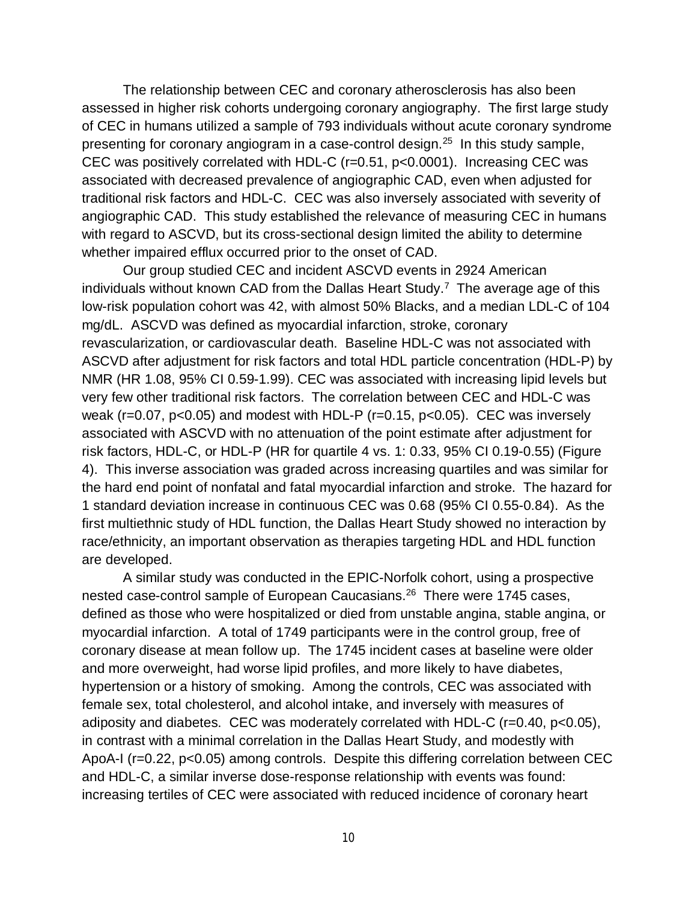The relationship between CEC and coronary atherosclerosis has also been assessed in higher risk cohorts undergoing coronary angiography. The first large study of CEC in humans utilized a sample of 793 individuals without acute coronary syndrome presenting for coronary angiogram in a case-control design.[25] In this study sample, CEC was positively correlated with HDL-C ($r=0.51$, $p<0.0001$). Increasing CEC was associated with decreased prevalence of angiographic CAD, even when adjusted for traditional risk factors and HDL-C. CEC was also inversely associated with severity of angiographic CAD. This study established the relevance of measuring CEC in humans with regard to ASCVD, but its cross-sectional design limited the ability to determine whether impaired efflux occurred prior to the onset of CAD.

Our group studied CEC and incident ASCVD events in 2924 American individuals without known CAD from the Dallas Heart Study.[7] The average age of this low-risk population cohort was 42, with almost 50% Blacks, and a median LDL-C of 104 mg/dL. ASCVD was defined as myocardial infarction, stroke, coronary revascularization, or cardiovascular death. Baseline HDL-C was not associated with ASCVD after adjustment for risk factors and total HDL particle concentration (HDL-P) by NMR (HR 1.08, 95% CI 0.59-1.99). CEC was associated with increasing lipid levels but very few other traditional risk factors. The correlation between CEC and HDL-C was weak ($r=0.07$, $p<0.05$) and modest with HDL-P ($r=0.15$, $p<0.05$). CEC was inversely associated with ASCVD with no attenuation of the point estimate after adjustment for risk factors, HDL-C, or HDL-P (HR for quartile 4 vs. 1: 0.33, 95% CI 0.19-0.55) (Figure 4). This inverse association was graded across increasing quartiles and was similar for the hard end point of nonfatal and fatal myocardial infarction and stroke. The hazard for 1 standard deviation increase in continuous CEC was 0.68 (95% CI 0.55-0.84). As the first multiethnic study of HDL function, the Dallas Heart Study showed no interaction by race/ethnicity, an important observation as therapies targeting HDL and HDL function are developed.

A similar study was conducted in the EPIC-Norfolk cohort, using a prospective nested case-control sample of European Caucasians.[26] There were 1745 cases, defined as those who were hospitalized or died from unstable angina, stable angina, or myocardial infarction. A total of 1749 participants were in the control group, free of coronary disease at mean follow up. The 1745 incident cases at baseline were older and more overweight, had worse lipid profiles, and more likely to have diabetes, hypertension or a history of smoking. Among the controls, CEC was associated with female sex, total cholesterol, and alcohol intake, and inversely with measures of adiposity and diabetes. CEC was moderately correlated with HDL-C ($r=0.40$, $p<0.05$), in contrast with a minimal correlation in the Dallas Heart Study, and modestly with ApoA-I ($r=0.22$, $p<0.05$) among controls. Despite this differing correlation between CEC and HDL-C, a similar inverse dose-response relationship with events was found: increasing tertiles of CEC were associated with reduced incidence of coronary heart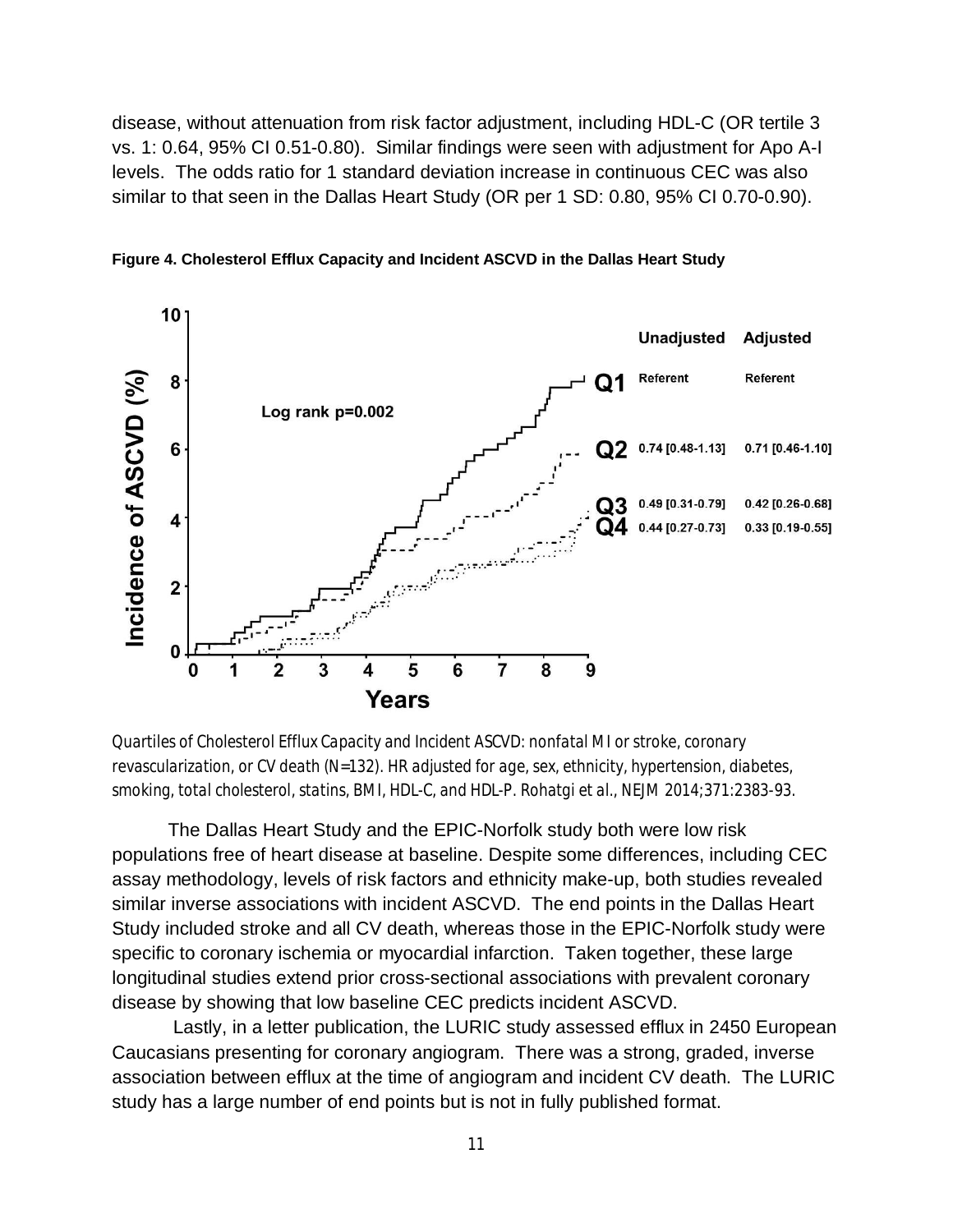disease, without attenuation from risk factor adjustment, including HDL-C (OR tertile 3 vs. 1: 0.64, 95% CI 0.51-0.80). Similar findings were seen with adjustment for Apo A-I levels. The odds ratio for 1 standard deviation increase in continuous CEC was also similar to that seen in the Dallas Heart Study (OR per 1 SD: 0.80, 95% CI 0.70-0.90).

**Figure 4. Cholesterol Efflux Capacity and Incident ASCVD in the Dallas Heart Study**

| | Unadjusted | Adjusted |
|---|---|---|
| Q1 | Referent | Referent |
| Q2 | 0.74 [0.48-1.13] | 0.71 [0.46-1.10] |
| Q3 | 0.49 [0.31-0.79] | 0.42 [0.26-0.68] |
| Q4 | 0.44 [0.27-0.73] | 0.33 [0.19-0.55] |

Log rank p=0.002

*Quartiles of Cholesterol Efflux Capacity and Incident ASCVD: nonfatal MI or stroke, coronary revascularization, or CV death (N=132). HR adjusted for age, sex, ethnicity, hypertension, diabetes, smoking, total cholesterol, statins, BMI, HDL-C, and HDL-P. Rohatgi et al., NEJM 2014;371:2383-93.*

The Dallas Heart Study and the EPIC-Norfolk study both were low risk populations free of heart disease at baseline. Despite some differences, including CEC assay methodology, levels of risk factors and ethnicity make-up, both studies revealed similar inverse associations with incident ASCVD. The end points in the Dallas Heart Study included stroke and all CV death, whereas those in the EPIC-Norfolk study were specific to coronary ischemia or myocardial infarction. Taken together, these large longitudinal studies extend prior cross-sectional associations with prevalent coronary disease by showing that low baseline CEC predicts incident ASCVD.

Lastly, in a letter publication, the LURIC study assessed efflux in 2450 European Caucasians presenting for coronary angiogram. There was a strong, graded, inverse association between efflux at the time of angiogram and incident CV death. The LURIC study has a large number of end points but is not in fully published format.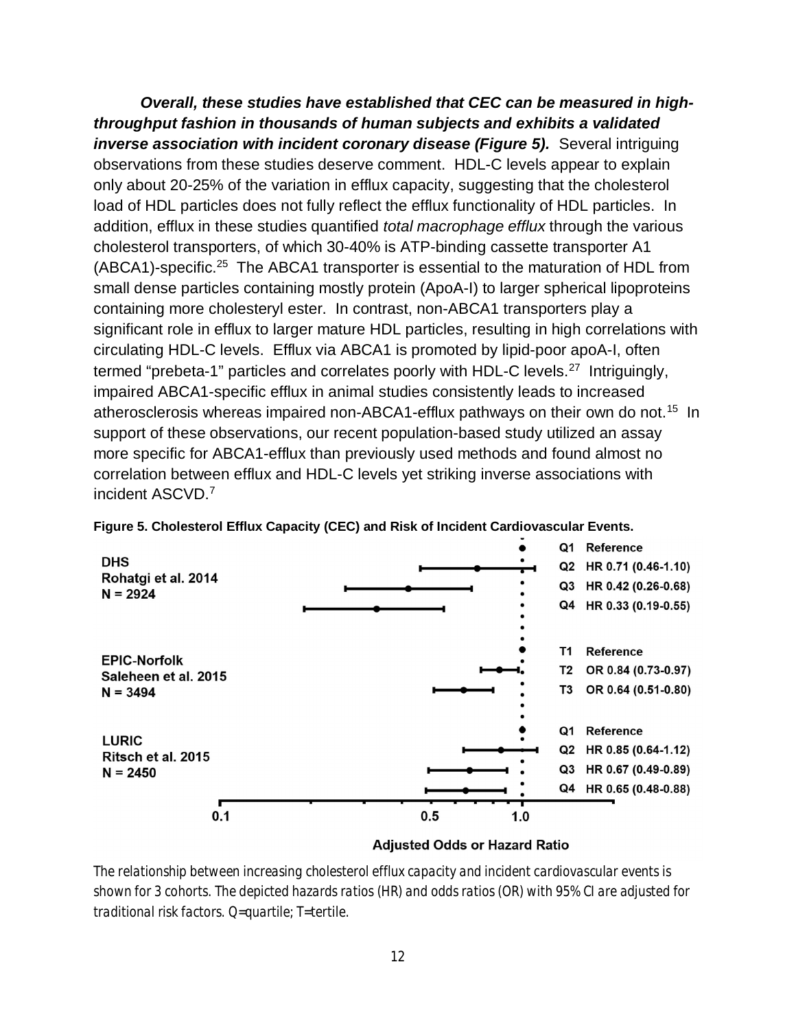***Overall, these studies have established that CEC can be measured in high-throughput fashion in thousands of human subjects and exhibits a validated inverse association with incident coronary disease (Figure 5).*** Several intriguing observations from these studies deserve comment. HDL-C levels appear to explain only about 20-25% of the variation in efflux capacity, suggesting that the cholesterol load of HDL particles does not fully reflect the efflux functionality of HDL particles. In addition, efflux in these studies quantified *total macrophage efflux* through the various cholesterol transporters, of which 30-40% is ATP-binding cassette transporter A1 (ABCA1)-specific.[25] The ABCA1 transporter is essential to the maturation of HDL from small dense particles containing mostly protein (ApoA-I) to larger spherical lipoproteins containing more cholesteryl ester. In contrast, non-ABCA1 transporters play a significant role in efflux to larger mature HDL particles, resulting in high correlations with circulating HDL-C levels. Efflux via ABCA1 is promoted by lipid-poor apoA-I, often termed "prebeta-1" particles and correlates poorly with HDL-C levels.[27] Intriguingly, impaired ABCA1-specific efflux in animal studies consistently leads to increased atherosclerosis whereas impaired non-ABCA1-efflux pathways on their own do not.[15] In support of these observations, our recent population-based study utilized an assay more specific for ABCA1-efflux than previously used methods and found almost no correlation between efflux and HDL-C levels yet striking inverse associations with incident ASCVD.[7]

**Figure 5. Cholesterol Efflux Capacity (CEC) and Risk of Incident Cardiovascular Events.**

| Cohort | Group | Estimate |
|---|---|---|
| DHS, Rohatgi et al. 2014, N = 2924 | Q1 | Reference |
| | Q2 | HR 0.71 (0.46-1.10) |
| | Q3 | HR 0.42 (0.26-0.68) |
| | Q4 | HR 0.33 (0.19-0.55) |
| EPIC-Norfolk, Saleheen et al. 2015, N = 3494 | T1 | Reference |
| | T2 | OR 0.84 (0.73-0.97) |
| | T3 | OR 0.64 (0.51-0.80) |
| LURIC, Ritsch et al. 2015, N = 2450 | Q1 | Reference |
| | Q2 | HR 0.85 (0.64-1.12) |
| | Q3 | HR 0.67 (0.49-0.89) |
| | Q4 | HR 0.65 (0.48-0.88) |

Adjusted Odds or Hazard Ratio (axis: 0.1, 0.5, 1.0)

*The relationship between increasing cholesterol efflux capacity and incident cardiovascular events is shown for 3 cohorts. The depicted hazards ratios (HR) and odds ratios (OR) with 95% CI are adjusted for traditional risk factors. Q=quartile; T=tertile.*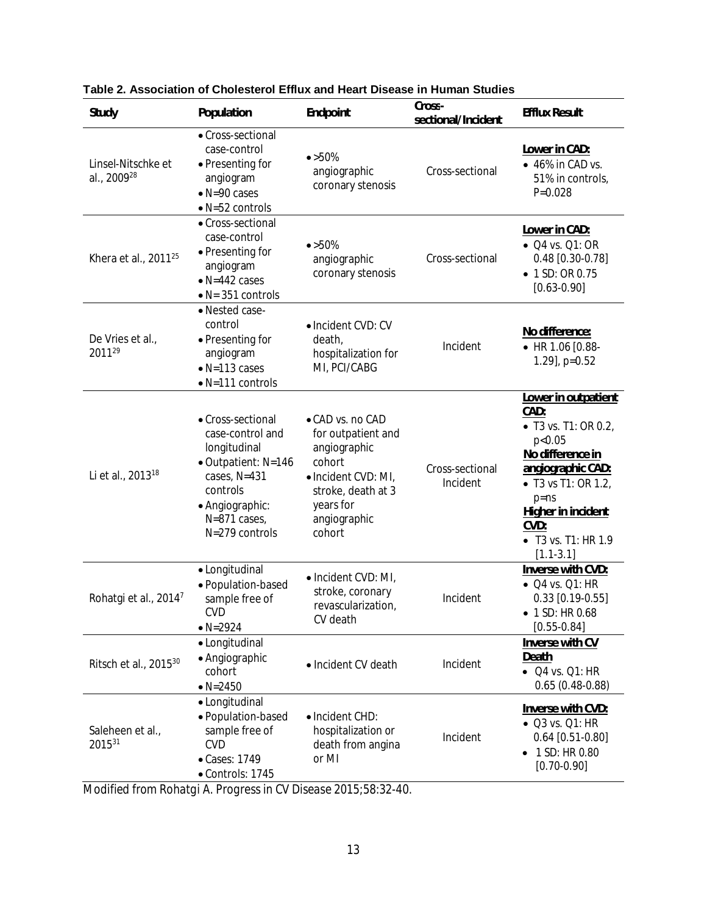**Table 2. Association of Cholesterol Efflux and Heart Disease in Human Studies**

| Study | Population | Endpoint | Cross-sectional/Incident | Efflux Result |
|---|---|---|---|---|
| Linsel-Nitschke et al., 2009[28] | • Cross-sectional case-control<br>• Presenting for angiogram<br>• N=90 cases<br>• N=52 controls | • >50% angiographic coronary stenosis | Cross-sectional | **Lower in CAD:**<br>• 46% in CAD vs. 51% in controls, P=0.028 |
| Khera et al., 2011[25] | • Cross-sectional case-control<br>• Presenting for angiogram<br>• N=442 cases<br>• N= 351 controls | • >50% angiographic coronary stenosis | Cross-sectional | **Lower in CAD:**<br>• Q4 vs. Q1: OR 0.48 [0.30-0.78]<br>• 1 SD: OR 0.75 [0.63-0.90] |
| De Vries et al., 2011[29] | • Nested case-control<br>• Presenting for angiogram<br>• N=113 cases<br>• N=111 controls | • Incident CVD: CV death, hospitalization for MI, PCI/CABG | Incident | **No difference:**<br>• HR 1.06 [0.88-1.29], p=0.52 |
| Li et al., 2013[18] | • Cross-sectional case-control and longitudinal<br>• Outpatient: N=146 cases, N=431 controls<br>• Angiographic: N=871 cases, N=279 controls | • CAD vs. no CAD for outpatient and angiographic cohort<br>• Incident CVD: MI, stroke, death at 3 years for angiographic cohort | Cross-sectional<br>Incident | **Lower in outpatient CAD:**<br>• T3 vs. T1: OR 0.2, p<0.05<br>**No difference in angiographic CAD:**<br>• T3 vs T1: OR 1.2, p=ns<br>**Higher in incident CVD:**<br>• T3 vs. T1: HR 1.9 [1.1-3.1] |
| Rohatgi et al., 2014[7] | • Longitudinal<br>• Population-based sample free of CVD<br>• N=2924 | • Incident CVD: MI, stroke, coronary revascularization, CV death | Incident | **Inverse with CVD:**<br>• Q4 vs. Q1: HR 0.33 [0.19-0.55]<br>• 1 SD: HR 0.68 [0.55-0.84] |
| Ritsch et al., 2015[30] | • Longitudinal<br>• Angiographic cohort<br>• N=2450 | • Incident CV death | Incident | **Inverse with CV Death**<br>• Q4 vs. Q1: HR 0.65 (0.48-0.88) |
| Saleheen et al., 2015[31] | • Longitudinal<br>• Population-based sample free of CVD<br>• Cases: 1749<br>• Controls: 1745 | • Incident CHD: hospitalization or death from angina or MI | Incident | **Inverse with CVD:**<br>• Q3 vs. Q1: HR 0.64 [0.51-0.80]<br>• 1 SD: HR 0.80 [0.70-0.90] |

Modified from Rohatgi A. Progress in CV Disease 2015;58:32-40.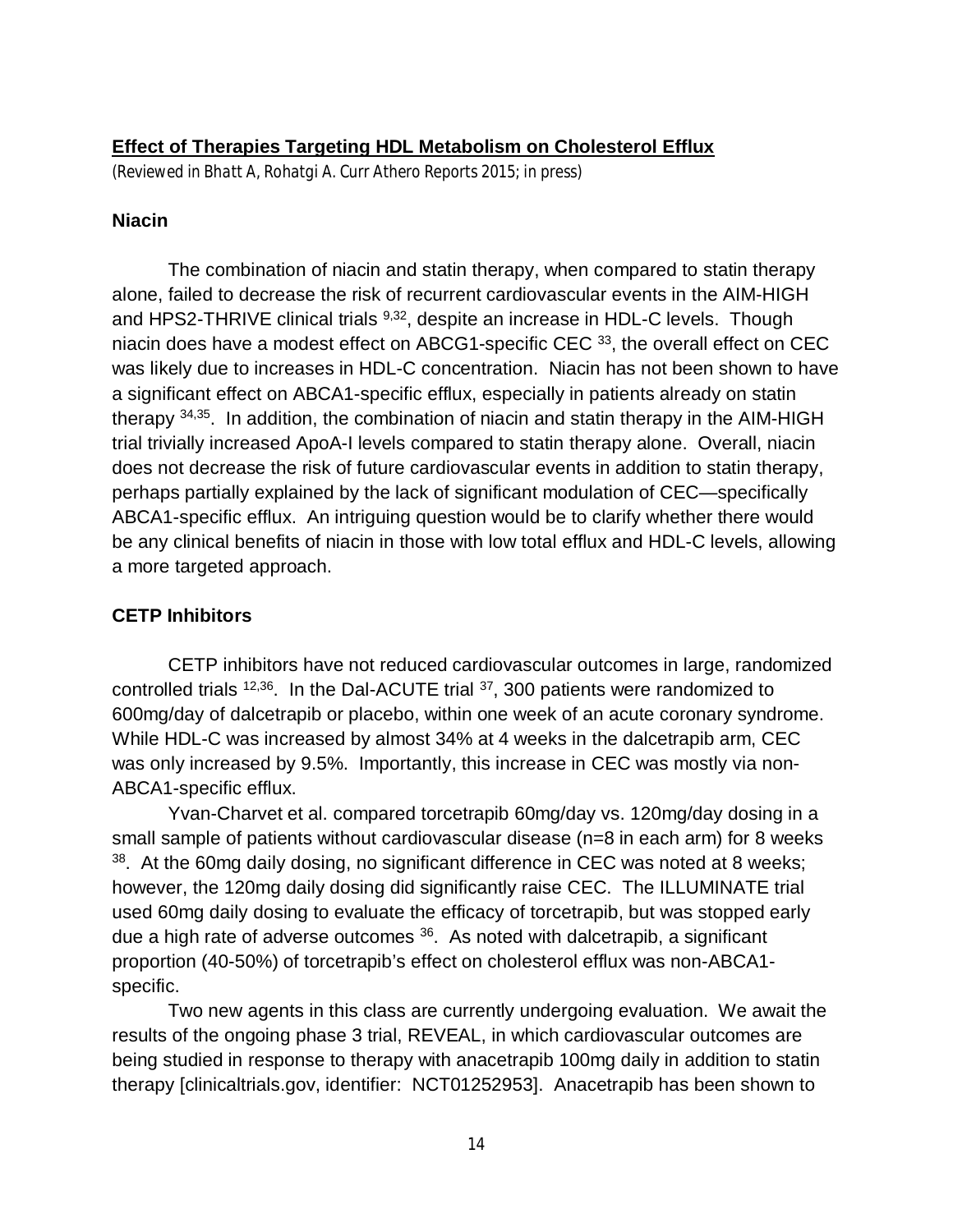## Effect of Therapies Targeting HDL Metabolism on Cholesterol Efflux

*(Reviewed in Bhatt A, Rohatgi A. Curr Athero Reports 2015; in press)*

### Niacin

The combination of niacin and statin therapy, when compared to statin therapy alone, failed to decrease the risk of recurrent cardiovascular events in the AIM-HIGH and HPS2-THRIVE clinical trials [9,32], despite an increase in HDL-C levels. Though niacin does have a modest effect on ABCG1-specific CEC [33], the overall effect on CEC was likely due to increases in HDL-C concentration. Niacin has not been shown to have a significant effect on ABCA1-specific efflux, especially in patients already on statin therapy [34,35]. In addition, the combination of niacin and statin therapy in the AIM-HIGH trial trivially increased ApoA-I levels compared to statin therapy alone. Overall, niacin does not decrease the risk of future cardiovascular events in addition to statin therapy, perhaps partially explained by the lack of significant modulation of CEC—specifically ABCA1-specific efflux. An intriguing question would be to clarify whether there would be any clinical benefits of niacin in those with low total efflux and HDL-C levels, allowing a more targeted approach.

### CETP Inhibitors

CETP inhibitors have not reduced cardiovascular outcomes in large, randomized controlled trials [12,36]. In the Dal-ACUTE trial [37], 300 patients were randomized to 600mg/day of dalcetrapib or placebo, within one week of an acute coronary syndrome. While HDL-C was increased by almost 34% at 4 weeks in the dalcetrapib arm, CEC was only increased by 9.5%. Importantly, this increase in CEC was mostly via non-ABCA1-specific efflux.

Yvan-Charvet et al. compared torcetrapib 60mg/day vs. 120mg/day dosing in a small sample of patients without cardiovascular disease (n=8 in each arm) for 8 weeks [38]. At the 60mg daily dosing, no significant difference in CEC was noted at 8 weeks; however, the 120mg daily dosing did significantly raise CEC. The ILLUMINATE trial used 60mg daily dosing to evaluate the efficacy of torcetrapib, but was stopped early due a high rate of adverse outcomes [36]. As noted with dalcetrapib, a significant proportion (40-50%) of torcetrapib's effect on cholesterol efflux was non-ABCA1-specific.

Two new agents in this class are currently undergoing evaluation. We await the results of the ongoing phase 3 trial, REVEAL, in which cardiovascular outcomes are being studied in response to therapy with anacetrapib 100mg daily in addition to statin therapy [clinicaltrials.gov, identifier: NCT01252953]. Anacetrapib has been shown to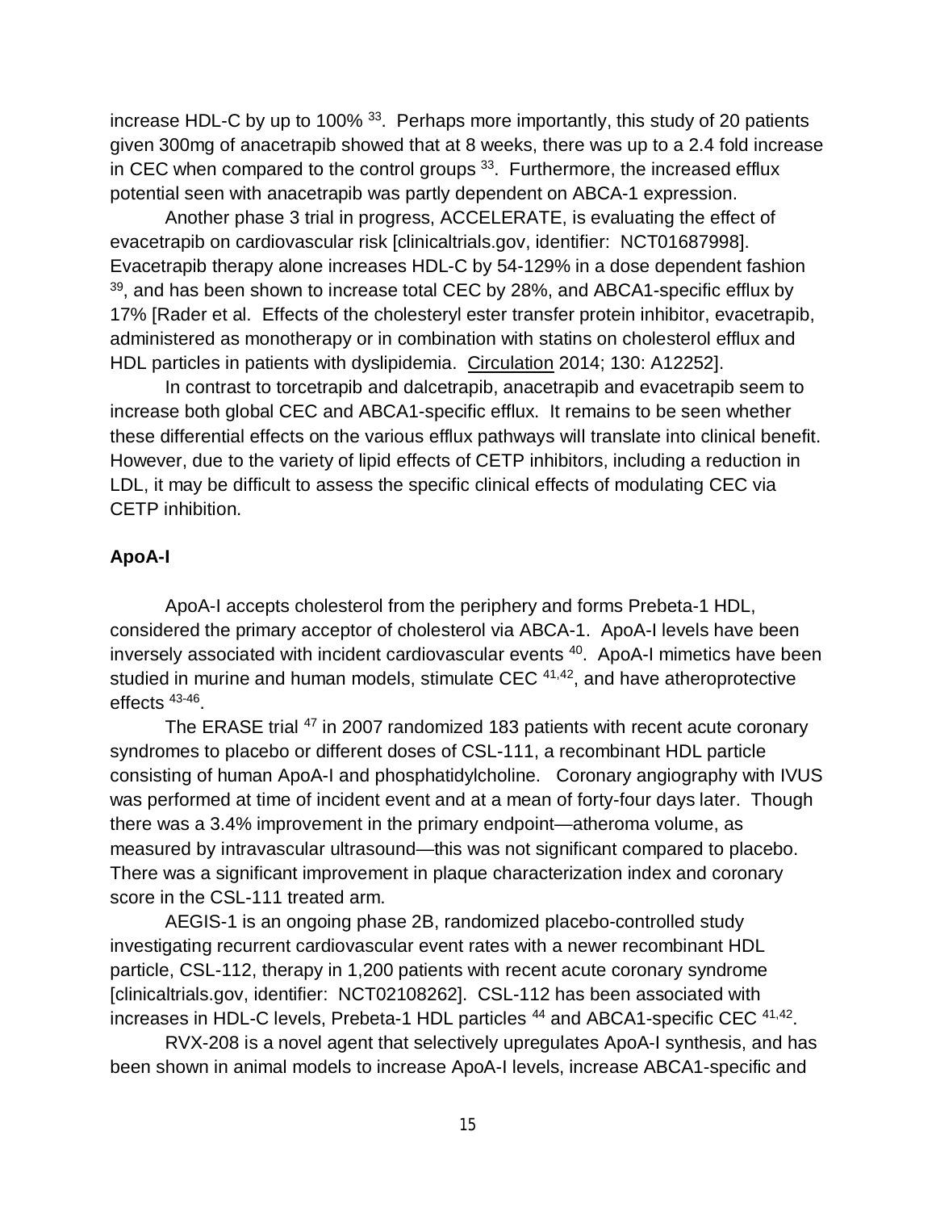increase HDL-C by up to 100% [33]. Perhaps more importantly, this study of 20 patients given 300mg of anacetrapib showed that at 8 weeks, there was up to a 2.4 fold increase in CEC when compared to the control groups [33]. Furthermore, the increased efflux potential seen with anacetrapib was partly dependent on ABCA-1 expression.

Another phase 3 trial in progress, ACCELERATE, is evaluating the effect of evacetrapib on cardiovascular risk [clinicaltrials.gov, identifier: NCT01687998]. Evacetrapib therapy alone increases HDL-C by 54-129% in a dose dependent fashion [39], and has been shown to increase total CEC by 28%, and ABCA1-specific efflux by 17% [Rader et al. Effects of the cholesteryl ester transfer protein inhibitor, evacetrapib, administered as monotherapy or in combination with statins on cholesterol efflux and HDL particles in patients with dyslipidemia. Circulation 2014; 130: A12252].

In contrast to torcetrapib and dalcetrapib, anacetrapib and evacetrapib seem to increase both global CEC and ABCA1-specific efflux. It remains to be seen whether these differential effects on the various efflux pathways will translate into clinical benefit. However, due to the variety of lipid effects of CETP inhibitors, including a reduction in LDL, it may be difficult to assess the specific clinical effects of modulating CEC via CETP inhibition.

**ApoA-I**

ApoA-I accepts cholesterol from the periphery and forms Prebeta-1 HDL, considered the primary acceptor of cholesterol via ABCA-1. ApoA-I levels have been inversely associated with incident cardiovascular events [40]. ApoA-I mimetics have been studied in murine and human models, stimulate CEC [41,42], and have atheroprotective effects [43-46].

The ERASE trial [47] in 2007 randomized 183 patients with recent acute coronary syndromes to placebo or different doses of CSL-111, a recombinant HDL particle consisting of human ApoA-I and phosphatidylcholine. Coronary angiography with IVUS was performed at time of incident event and at a mean of forty-four days later. Though there was a 3.4% improvement in the primary endpoint—atheroma volume, as measured by intravascular ultrasound—this was not significant compared to placebo. There was a significant improvement in plaque characterization index and coronary score in the CSL-111 treated arm.

AEGIS-1 is an ongoing phase 2B, randomized placebo-controlled study investigating recurrent cardiovascular event rates with a newer recombinant HDL particle, CSL-112, therapy in 1,200 patients with recent acute coronary syndrome [clinicaltrials.gov, identifier: NCT02108262]. CSL-112 has been associated with increases in HDL-C levels, Prebeta-1 HDL particles [44] and ABCA1-specific CEC [41,42].

RVX-208 is a novel agent that selectively upregulates ApoA-I synthesis, and has been shown in animal models to increase ApoA-I levels, increase ABCA1-specific and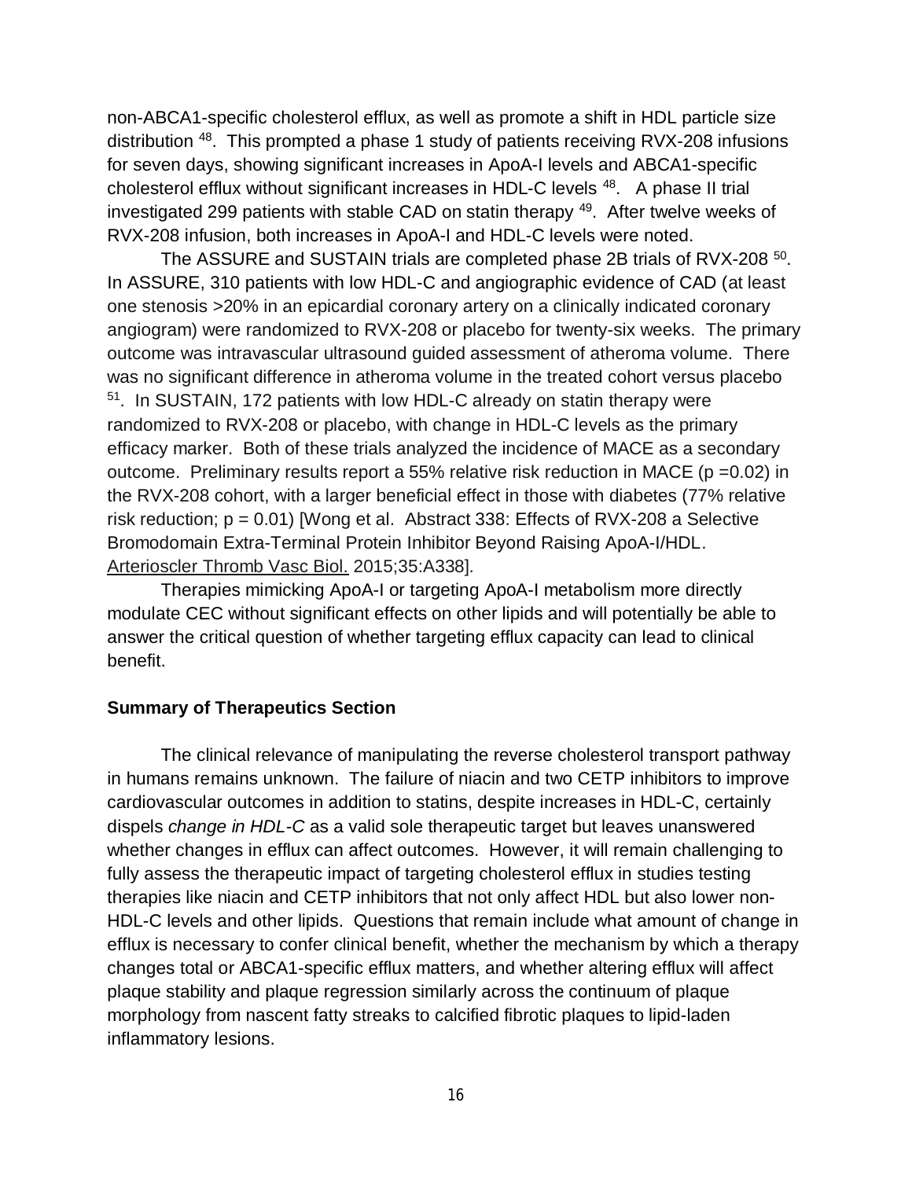non-ABCA1-specific cholesterol efflux, as well as promote a shift in HDL particle size distribution [48]. This prompted a phase 1 study of patients receiving RVX-208 infusions for seven days, showing significant increases in ApoA-I levels and ABCA1-specific cholesterol efflux without significant increases in HDL-C levels [48]. A phase II trial investigated 299 patients with stable CAD on statin therapy [49]. After twelve weeks of RVX-208 infusion, both increases in ApoA-I and HDL-C levels were noted.

The ASSURE and SUSTAIN trials are completed phase 2B trials of RVX-208 [50]. In ASSURE, 310 patients with low HDL-C and angiographic evidence of CAD (at least one stenosis >20% in an epicardial coronary artery on a clinically indicated coronary angiogram) were randomized to RVX-208 or placebo for twenty-six weeks. The primary outcome was intravascular ultrasound guided assessment of atheroma volume. There was no significant difference in atheroma volume in the treated cohort versus placebo [51]. In SUSTAIN, 172 patients with low HDL-C already on statin therapy were randomized to RVX-208 or placebo, with change in HDL-C levels as the primary efficacy marker. Both of these trials analyzed the incidence of MACE as a secondary outcome. Preliminary results report a 55% relative risk reduction in MACE ($p = 0.02$) in the RVX-208 cohort, with a larger beneficial effect in those with diabetes (77% relative risk reduction; $p = 0.01$) [Wong et al. Abstract 338: Effects of RVX-208 a Selective Bromodomain Extra-Terminal Protein Inhibitor Beyond Raising ApoA-I/HDL. Arterioscler Thromb Vasc Biol. 2015;35:A338].

Therapies mimicking ApoA-I or targeting ApoA-I metabolism more directly modulate CEC without significant effects on other lipids and will potentially be able to answer the critical question of whether targeting efflux capacity can lead to clinical benefit.

**Summary of Therapeutics Section**

The clinical relevance of manipulating the reverse cholesterol transport pathway in humans remains unknown. The failure of niacin and two CETP inhibitors to improve cardiovascular outcomes in addition to statins, despite increases in HDL-C, certainly dispels *change in HDL-C* as a valid sole therapeutic target but leaves unanswered whether changes in efflux can affect outcomes. However, it will remain challenging to fully assess the therapeutic impact of targeting cholesterol efflux in studies testing therapies like niacin and CETP inhibitors that not only affect HDL but also lower non-HDL-C levels and other lipids. Questions that remain include what amount of change in efflux is necessary to confer clinical benefit, whether the mechanism by which a therapy changes total or ABCA1-specific efflux matters, and whether altering efflux will affect plaque stability and plaque regression similarly across the continuum of plaque morphology from nascent fatty streaks to calcified fibrotic plaques to lipid-laden inflammatory lesions.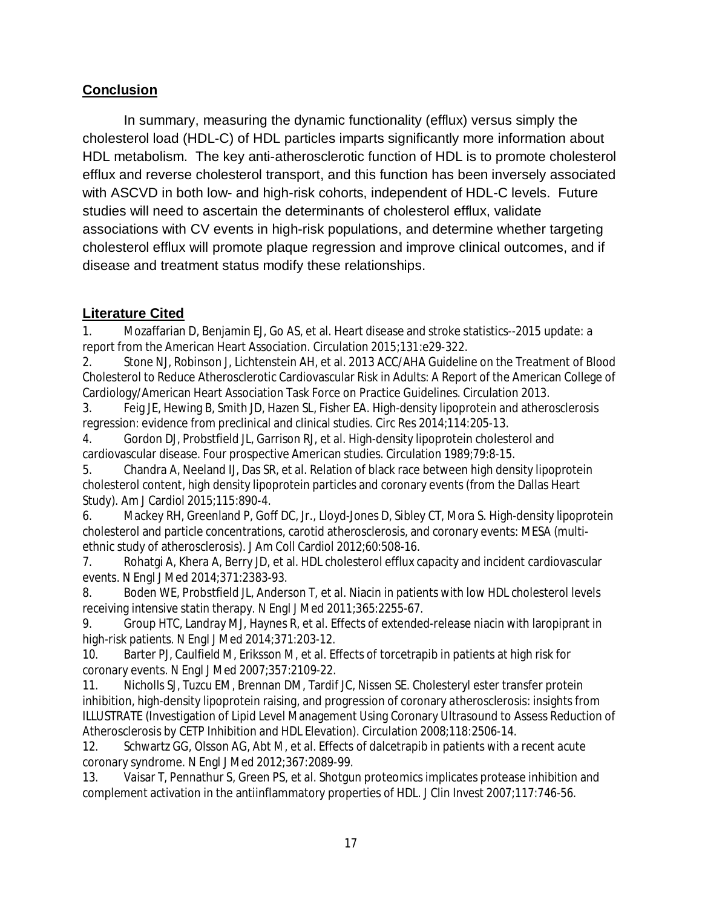## Conclusion

In summary, measuring the dynamic functionality (efflux) versus simply the cholesterol load (HDL-C) of HDL particles imparts significantly more information about HDL metabolism. The key anti-atherosclerotic function of HDL is to promote cholesterol efflux and reverse cholesterol transport, and this function has been inversely associated with ASCVD in both low- and high-risk cohorts, independent of HDL-C levels. Future studies will need to ascertain the determinants of cholesterol efflux, validate associations with CV events in high-risk populations, and determine whether targeting cholesterol efflux will promote plaque regression and improve clinical outcomes, and if disease and treatment status modify these relationships.

## Literature Cited

1. Mozaffarian D, Benjamin EJ, Go AS, et al. Heart disease and stroke statistics--2015 update: a report from the American Heart Association. Circulation 2015;131:e29-322.
2. Stone NJ, Robinson J, Lichtenstein AH, et al. 2013 ACC/AHA Guideline on the Treatment of Blood Cholesterol to Reduce Atherosclerotic Cardiovascular Risk in Adults: A Report of the American College of Cardiology/American Heart Association Task Force on Practice Guidelines. Circulation 2013.
3. Feig JE, Hewing B, Smith JD, Hazen SL, Fisher EA. High-density lipoprotein and atherosclerosis regression: evidence from preclinical and clinical studies. Circ Res 2014;114:205-13.
4. Gordon DJ, Probstfield JL, Garrison RJ, et al. High-density lipoprotein cholesterol and cardiovascular disease. Four prospective American studies. Circulation 1989;79:8-15.
5. Chandra A, Neeland IJ, Das SR, et al. Relation of black race between high density lipoprotein cholesterol content, high density lipoprotein particles and coronary events (from the Dallas Heart Study). Am J Cardiol 2015;115:890-4.
6. Mackey RH, Greenland P, Goff DC, Jr., Lloyd-Jones D, Sibley CT, Mora S. High-density lipoprotein cholesterol and particle concentrations, carotid atherosclerosis, and coronary events: MESA (multi-ethnic study of atherosclerosis). J Am Coll Cardiol 2012;60:508-16.
7. Rohatgi A, Khera A, Berry JD, et al. HDL cholesterol efflux capacity and incident cardiovascular events. N Engl J Med 2014;371:2383-93.
8. Boden WE, Probstfield JL, Anderson T, et al. Niacin in patients with low HDL cholesterol levels receiving intensive statin therapy. N Engl J Med 2011;365:2255-67.
9. Group HTC, Landray MJ, Haynes R, et al. Effects of extended-release niacin with laropiprant in high-risk patients. N Engl J Med 2014;371:203-12.
10. Barter PJ, Caulfield M, Eriksson M, et al. Effects of torcetrapib in patients at high risk for coronary events. N Engl J Med 2007;357:2109-22.
11. Nicholls SJ, Tuzcu EM, Brennan DM, Tardif JC, Nissen SE. Cholesteryl ester transfer protein inhibition, high-density lipoprotein raising, and progression of coronary atherosclerosis: insights from ILLUSTRATE (Investigation of Lipid Level Management Using Coronary Ultrasound to Assess Reduction of Atherosclerosis by CETP Inhibition and HDL Elevation). Circulation 2008;118:2506-14.
12. Schwartz GG, Olsson AG, Abt M, et al. Effects of dalcetrapib in patients with a recent acute coronary syndrome. N Engl J Med 2012;367:2089-99.
13. Vaisar T, Pennathur S, Green PS, et al. Shotgun proteomics implicates protease inhibition and complement activation in the antiinflammatory properties of HDL. J Clin Invest 2007;117:746-56.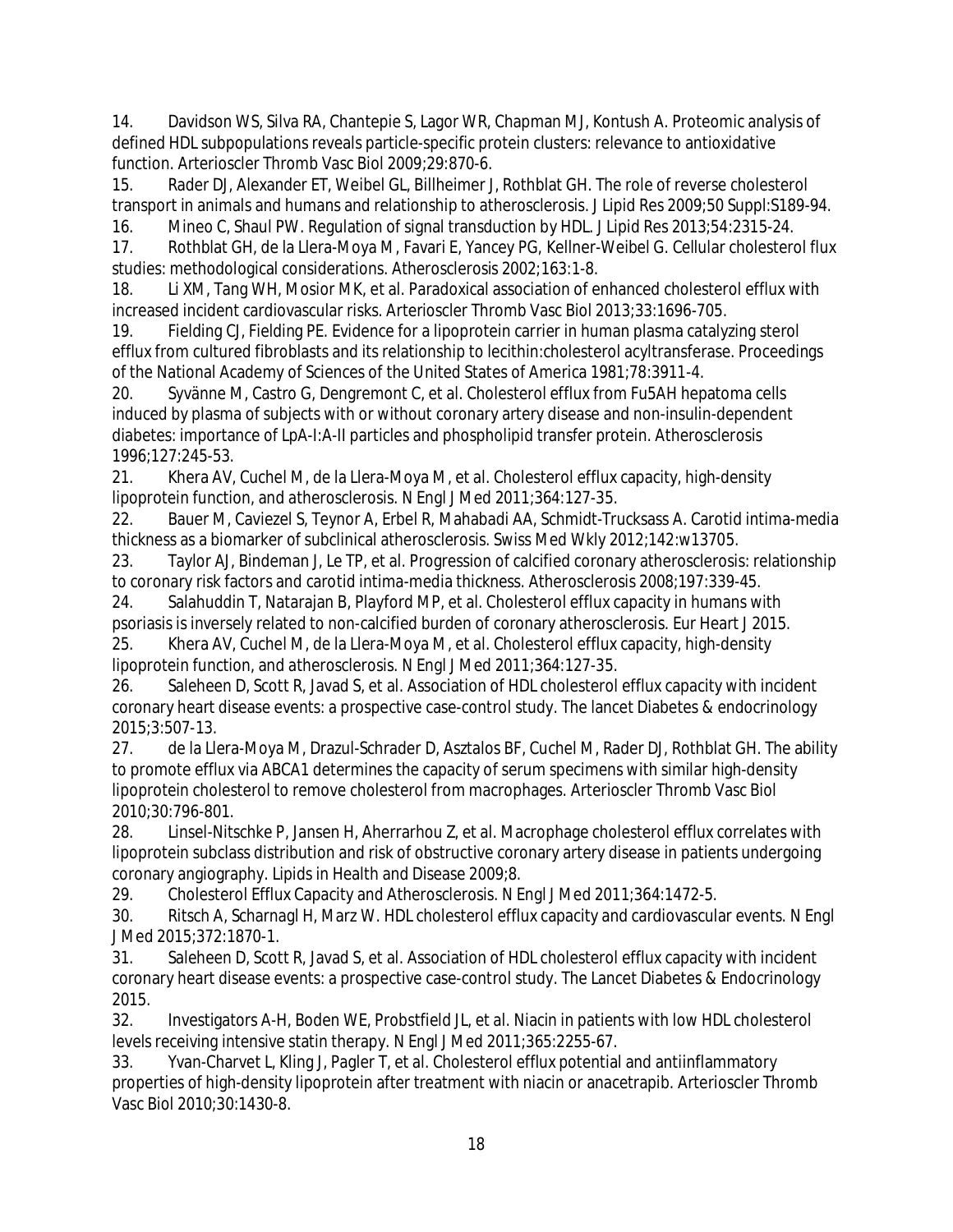14. Davidson WS, Silva RA, Chantepie S, Lagor WR, Chapman MJ, Kontush A. Proteomic analysis of defined HDL subpopulations reveals particle-specific protein clusters: relevance to antioxidative function. Arterioscler Thromb Vasc Biol 2009;29:870-6.
15. Rader DJ, Alexander ET, Weibel GL, Billheimer J, Rothblat GH. The role of reverse cholesterol transport in animals and humans and relationship to atherosclerosis. J Lipid Res 2009;50 Suppl:S189-94.
16. Mineo C, Shaul PW. Regulation of signal transduction by HDL. J Lipid Res 2013;54:2315-24.
17. Rothblat GH, de la Llera-Moya M, Favari E, Yancey PG, Kellner-Weibel G. Cellular cholesterol flux studies: methodological considerations. Atherosclerosis 2002;163:1-8.
18. Li XM, Tang WH, Mosior MK, et al. Paradoxical association of enhanced cholesterol efflux with increased incident cardiovascular risks. Arterioscler Thromb Vasc Biol 2013;33:1696-705.
19. Fielding CJ, Fielding PE. Evidence for a lipoprotein carrier in human plasma catalyzing sterol efflux from cultured fibroblasts and its relationship to lecithin:cholesterol acyltransferase. Proceedings of the National Academy of Sciences of the United States of America 1981;78:3911-4.
20. Syvänne M, Castro G, Dengremont C, et al. Cholesterol efflux from Fu5AH hepatoma cells induced by plasma of subjects with or without coronary artery disease and non-insulin-dependent diabetes: importance of LpA-I:A-II particles and phospholipid transfer protein. Atherosclerosis 1996;127:245-53.
21. Khera AV, Cuchel M, de la Llera-Moya M, et al. Cholesterol efflux capacity, high-density lipoprotein function, and atherosclerosis. N Engl J Med 2011;364:127-35.
22. Bauer M, Caviezel S, Teynor A, Erbel R, Mahabadi AA, Schmidt-Trucksass A. Carotid intima-media thickness as a biomarker of subclinical atherosclerosis. Swiss Med Wkly 2012;142:w13705.
23. Taylor AJ, Bindeman J, Le TP, et al. Progression of calcified coronary atherosclerosis: relationship to coronary risk factors and carotid intima-media thickness. Atherosclerosis 2008;197:339-45.
24. Salahuddin T, Natarajan B, Playford MP, et al. Cholesterol efflux capacity in humans with psoriasis is inversely related to non-calcified burden of coronary atherosclerosis. Eur Heart J 2015.
25. Khera AV, Cuchel M, de la Llera-Moya M, et al. Cholesterol efflux capacity, high-density lipoprotein function, and atherosclerosis. N Engl J Med 2011;364:127-35.
26. Saleheen D, Scott R, Javad S, et al. Association of HDL cholesterol efflux capacity with incident coronary heart disease events: a prospective case-control study. The lancet Diabetes & endocrinology 2015;3:507-13.
27. de la Llera-Moya M, Drazul-Schrader D, Asztalos BF, Cuchel M, Rader DJ, Rothblat GH. The ability to promote efflux via ABCA1 determines the capacity of serum specimens with similar high-density lipoprotein cholesterol to remove cholesterol from macrophages. Arterioscler Thromb Vasc Biol 2010;30:796-801.
28. Linsel-Nitschke P, Jansen H, Aherrarhou Z, et al. Macrophage cholesterol efflux correlates with lipoprotein subclass distribution and risk of obstructive coronary artery disease in patients undergoing coronary angiography. Lipids in Health and Disease 2009;8.
29. Cholesterol Efflux Capacity and Atherosclerosis. N Engl J Med 2011;364:1472-5.
30. Ritsch A, Scharnagl H, Marz W. HDL cholesterol efflux capacity and cardiovascular events. N Engl J Med 2015;372:1870-1.
31. Saleheen D, Scott R, Javad S, et al. Association of HDL cholesterol efflux capacity with incident coronary heart disease events: a prospective case-control study. The Lancet Diabetes & Endocrinology 2015.
32. Investigators A-H, Boden WE, Probstfield JL, et al. Niacin in patients with low HDL cholesterol levels receiving intensive statin therapy. N Engl J Med 2011;365:2255-67.
33. Yvan-Charvet L, Kling J, Pagler T, et al. Cholesterol efflux potential and antiinflammatory properties of high-density lipoprotein after treatment with niacin or anacetrapib. Arterioscler Thromb Vasc Biol 2010;30:1430-8.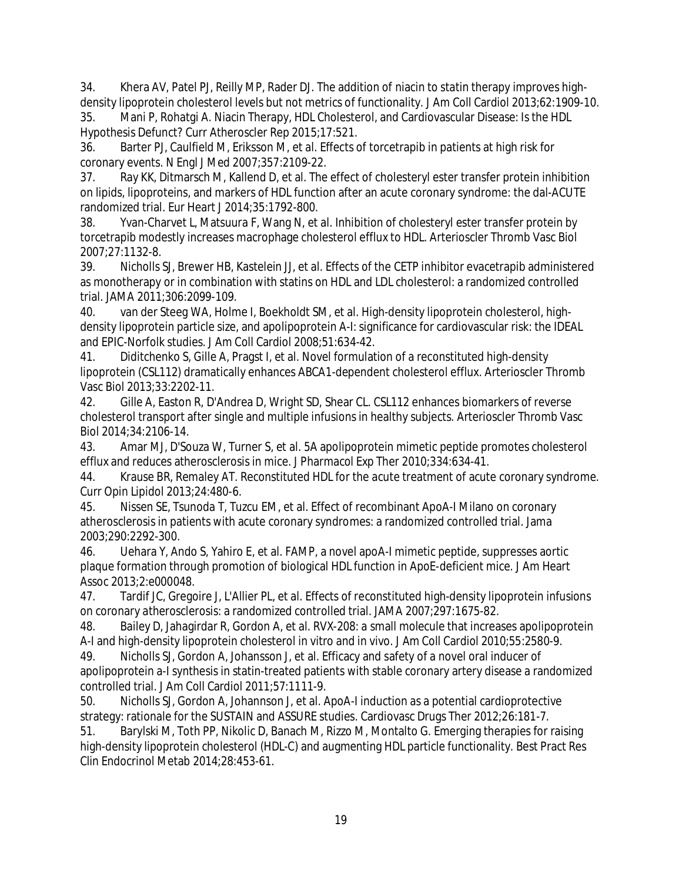34. Khera AV, Patel PJ, Reilly MP, Rader DJ. The addition of niacin to statin therapy improves high-density lipoprotein cholesterol levels but not metrics of functionality. J Am Coll Cardiol 2013;62:1909-10.

35. Mani P, Rohatgi A. Niacin Therapy, HDL Cholesterol, and Cardiovascular Disease: Is the HDL Hypothesis Defunct? Curr Atheroscler Rep 2015;17:521.

36. Barter PJ, Caulfield M, Eriksson M, et al. Effects of torcetrapib in patients at high risk for coronary events. N Engl J Med 2007;357:2109-22.

37. Ray KK, Ditmarsch M, Kallend D, et al. The effect of cholesteryl ester transfer protein inhibition on lipids, lipoproteins, and markers of HDL function after an acute coronary syndrome: the dal-ACUTE randomized trial. Eur Heart J 2014;35:1792-800.

38. Yvan-Charvet L, Matsuura F, Wang N, et al. Inhibition of cholesteryl ester transfer protein by torcetrapib modestly increases macrophage cholesterol efflux to HDL. Arterioscler Thromb Vasc Biol 2007;27:1132-8.

39. Nicholls SJ, Brewer HB, Kastelein JJ, et al. Effects of the CETP inhibitor evacetrapib administered as monotherapy or in combination with statins on HDL and LDL cholesterol: a randomized controlled trial. JAMA 2011;306:2099-109.

40. van der Steeg WA, Holme I, Boekholdt SM, et al. High-density lipoprotein cholesterol, high-density lipoprotein particle size, and apolipoprotein A-I: significance for cardiovascular risk: the IDEAL and EPIC-Norfolk studies. J Am Coll Cardiol 2008;51:634-42.

41. Diditchenko S, Gille A, Pragst I, et al. Novel formulation of a reconstituted high-density lipoprotein (CSL112) dramatically enhances ABCA1-dependent cholesterol efflux. Arterioscler Thromb Vasc Biol 2013;33:2202-11.

42. Gille A, Easton R, D'Andrea D, Wright SD, Shear CL. CSL112 enhances biomarkers of reverse cholesterol transport after single and multiple infusions in healthy subjects. Arterioscler Thromb Vasc Biol 2014;34:2106-14.

43. Amar MJ, D'Souza W, Turner S, et al. 5A apolipoprotein mimetic peptide promotes cholesterol efflux and reduces atherosclerosis in mice. J Pharmacol Exp Ther 2010;334:634-41.

44. Krause BR, Remaley AT. Reconstituted HDL for the acute treatment of acute coronary syndrome. Curr Opin Lipidol 2013;24:480-6.

45. Nissen SE, Tsunoda T, Tuzcu EM, et al. Effect of recombinant ApoA-I Milano on coronary atherosclerosis in patients with acute coronary syndromes: a randomized controlled trial. Jama 2003;290:2292-300.

46. Uehara Y, Ando S, Yahiro E, et al. FAMP, a novel apoA-I mimetic peptide, suppresses aortic plaque formation through promotion of biological HDL function in ApoE-deficient mice. J Am Heart Assoc 2013;2:e000048.

47. Tardif JC, Gregoire J, L'Allier PL, et al. Effects of reconstituted high-density lipoprotein infusions on coronary atherosclerosis: a randomized controlled trial. JAMA 2007;297:1675-82.

48. Bailey D, Jahagirdar R, Gordon A, et al. RVX-208: a small molecule that increases apolipoprotein A-I and high-density lipoprotein cholesterol in vitro and in vivo. J Am Coll Cardiol 2010;55:2580-9.

49. Nicholls SJ, Gordon A, Johansson J, et al. Efficacy and safety of a novel oral inducer of apolipoprotein a-I synthesis in statin-treated patients with stable coronary artery disease a randomized controlled trial. J Am Coll Cardiol 2011;57:1111-9.

50. Nicholls SJ, Gordon A, Johannson J, et al. ApoA-I induction as a potential cardioprotective strategy: rationale for the SUSTAIN and ASSURE studies. Cardiovasc Drugs Ther 2012;26:181-7.

51. Barylski M, Toth PP, Nikolic D, Banach M, Rizzo M, Montalto G. Emerging therapies for raising high-density lipoprotein cholesterol (HDL-C) and augmenting HDL particle functionality. Best Pract Res Clin Endocrinol Metab 2014;28:453-61.